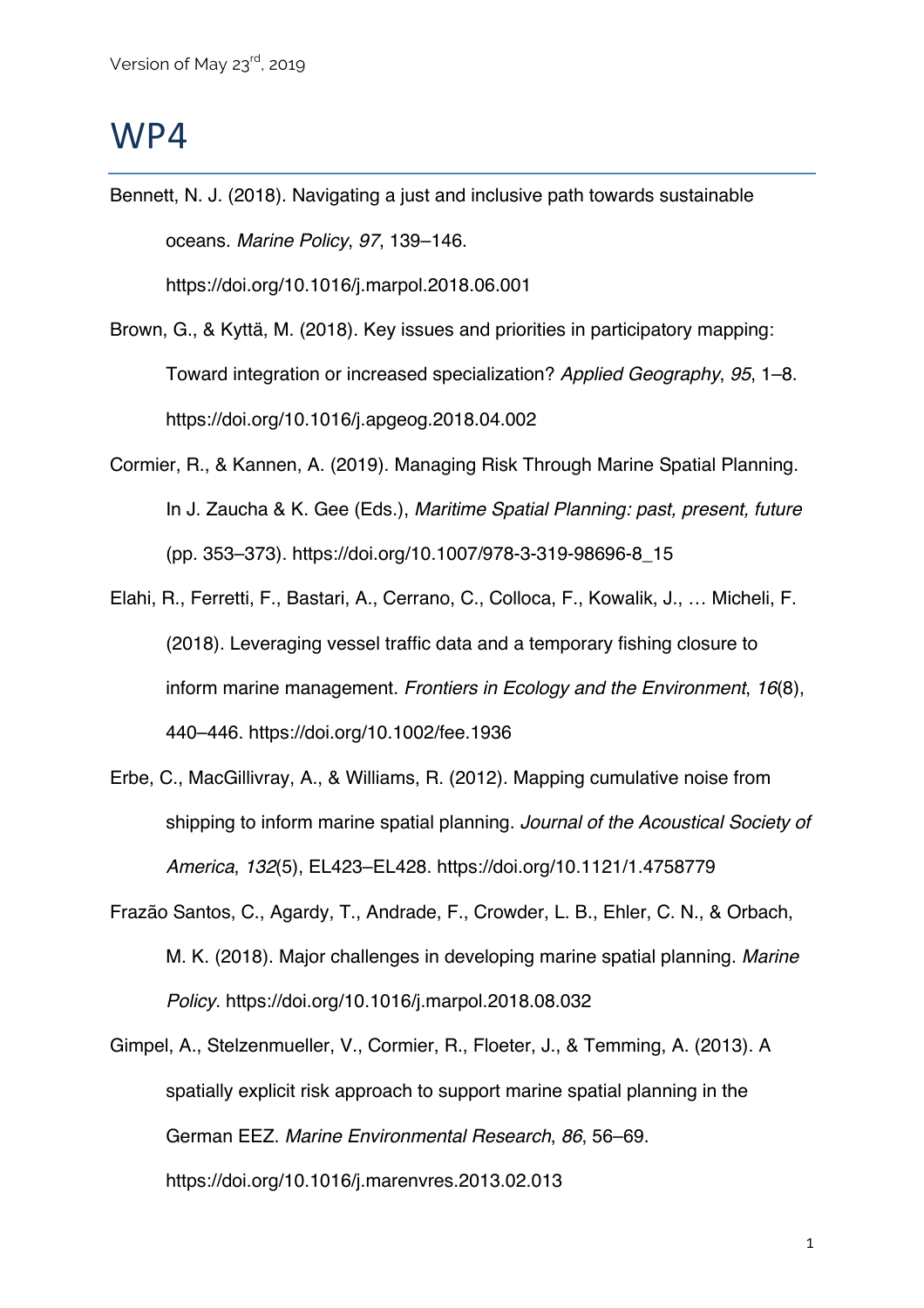Version of May 23rd, 2019

# WP4

Bennett, N. J. (2018). Navigating a just and inclusive path towards sustainable oceans. *Marine Policy*, *97*, 139–146. https://doi.org/10.1016/j.marpol.2018.06.001

Brown, G., & Kyttä, M. (2018). Key issues and priorities in participatory mapping: Toward integration or increased specialization? *Applied Geography*, *95*, 1–8. https://doi.org/10.1016/j.apgeog.2018.04.002

Cormier, R., & Kannen, A. (2019). Managing Risk Through Marine Spatial Planning. In J. Zaucha & K. Gee (Eds.), *Maritime Spatial Planning: past, present, future* (pp. 353–373). https://doi.org/10.1007/978-3-319-98696-8_15

Elahi, R., Ferretti, F., Bastari, A., Cerrano, C., Colloca, F., Kowalik, J., … Micheli, F. (2018). Leveraging vessel traffic data and a temporary fishing closure to inform marine management. *Frontiers in Ecology and the Environment*, *16*(8), 440–446. https://doi.org/10.1002/fee.1936

Erbe, C., MacGillivray, A., & Williams, R. (2012). Mapping cumulative noise from shipping to inform marine spatial planning. *Journal of the Acoustical Society of America*, *132*(5), EL423–EL428. https://doi.org/10.1121/1.4758779

Frazão Santos, C., Agardy, T., Andrade, F., Crowder, L. B., Ehler, C. N., & Orbach, M. K. (2018). Major challenges in developing marine spatial planning. *Marine Policy*. https://doi.org/10.1016/j.marpol.2018.08.032

Gimpel, A., Stelzenmueller, V., Cormier, R., Floeter, J., & Temming, A. (2013). A spatially explicit risk approach to support marine spatial planning in the German EEZ. *Marine Environmental Research*, *86*, 56–69. https://doi.org/10.1016/j.marenvres.2013.02.013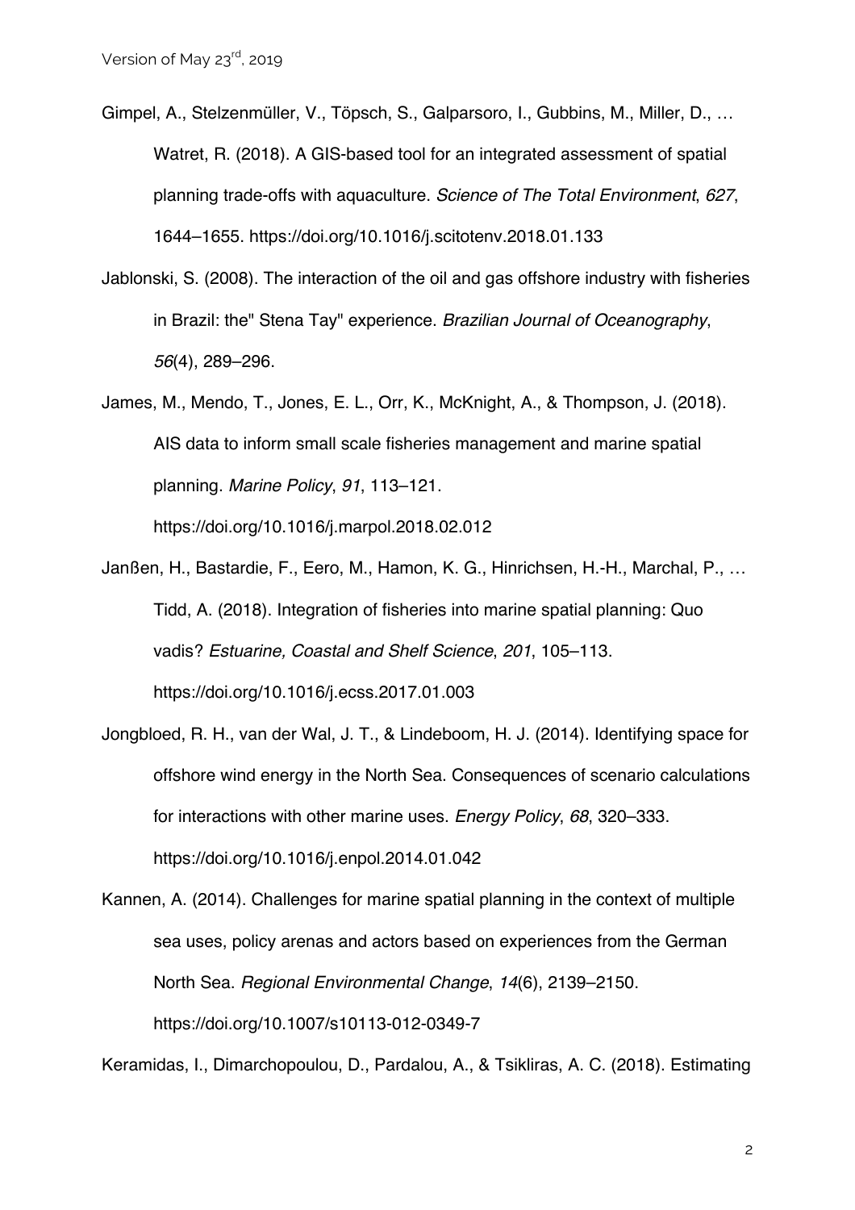Gimpel, A., Stelzenmüller, V., Töpsch, S., Galparsoro, I., Gubbins, M., Miller, D., … Watret, R. (2018). A GIS-based tool for an integrated assessment of spatial planning trade-offs with aquaculture. *Science of The Total Environment*, *627*, 1644–1655. https://doi.org/10.1016/j.scitotenv.2018.01.133

Jablonski, S. (2008). The interaction of the oil and gas offshore industry with fisheries in Brazil: the" Stena Tay" experience. *Brazilian Journal of Oceanography*, *56*(4), 289–296.

James, M., Mendo, T., Jones, E. L., Orr, K., McKnight, A., & Thompson, J. (2018). AIS data to inform small scale fisheries management and marine spatial planning. *Marine Policy*, *91*, 113–121. https://doi.org/10.1016/j.marpol.2018.02.012

Janßen, H., Bastardie, F., Eero, M., Hamon, K. G., Hinrichsen, H.-H., Marchal, P., … Tidd, A. (2018). Integration of fisheries into marine spatial planning: Quo vadis? *Estuarine, Coastal and Shelf Science*, *201*, 105–113. https://doi.org/10.1016/j.ecss.2017.01.003

Jongbloed, R. H., van der Wal, J. T., & Lindeboom, H. J. (2014). Identifying space for offshore wind energy in the North Sea. Consequences of scenario calculations for interactions with other marine uses. *Energy Policy*, *68*, 320–333. https://doi.org/10.1016/j.enpol.2014.01.042

Kannen, A. (2014). Challenges for marine spatial planning in the context of multiple sea uses, policy arenas and actors based on experiences from the German North Sea. *Regional Environmental Change*, *14*(6), 2139–2150. https://doi.org/10.1007/s10113-012-0349-7

Keramidas, I., Dimarchopoulou, D., Pardalou, A., & Tsikliras, A. C. (2018). Estimating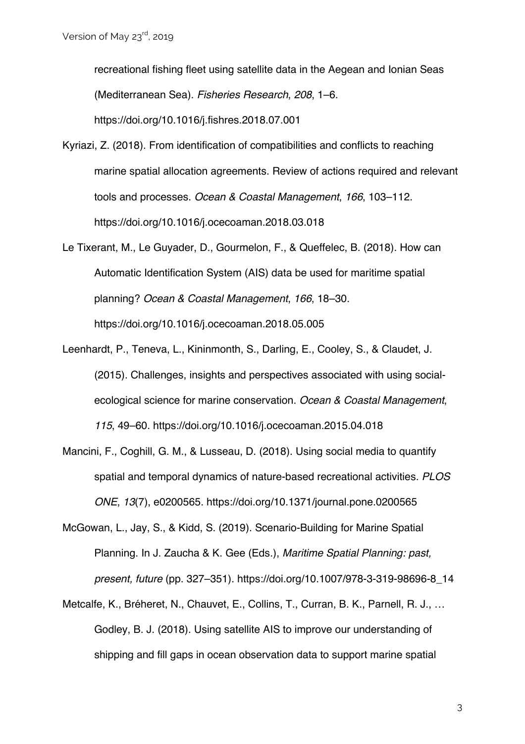recreational fishing fleet using satellite data in the Aegean and Ionian Seas (Mediterranean Sea). *Fisheries Research*, *208*, 1–6. https://doi.org/10.1016/j.fishres.2018.07.001

Kyriazi, Z. (2018). From identification of compatibilities and conflicts to reaching marine spatial allocation agreements. Review of actions required and relevant tools and processes. *Ocean & Coastal Management*, *166*, 103–112. https://doi.org/10.1016/j.ocecoaman.2018.03.018

Le Tixerant, M., Le Guyader, D., Gourmelon, F., & Queffelec, B. (2018). How can Automatic Identification System (AIS) data be used for maritime spatial planning? *Ocean & Coastal Management*, *166*, 18–30. https://doi.org/10.1016/j.ocecoaman.2018.05.005

Leenhardt, P., Teneva, L., Kininmonth, S., Darling, E., Cooley, S., & Claudet, J. (2015). Challenges, insights and perspectives associated with using social-ecological science for marine conservation. *Ocean & Coastal Management*, *115*, 49–60. https://doi.org/10.1016/j.ocecoaman.2015.04.018

Mancini, F., Coghill, G. M., & Lusseau, D. (2018). Using social media to quantify spatial and temporal dynamics of nature-based recreational activities. *PLOS ONE*, *13*(7), e0200565. https://doi.org/10.1371/journal.pone.0200565

McGowan, L., Jay, S., & Kidd, S. (2019). Scenario-Building for Marine Spatial Planning. In J. Zaucha & K. Gee (Eds.), *Maritime Spatial Planning: past, present, future* (pp. 327–351). https://doi.org/10.1007/978-3-319-98696-8_14

Metcalfe, K., Bréheret, N., Chauvet, E., Collins, T., Curran, B. K., Parnell, R. J., … Godley, B. J. (2018). Using satellite AIS to improve our understanding of shipping and fill gaps in ocean observation data to support marine spatial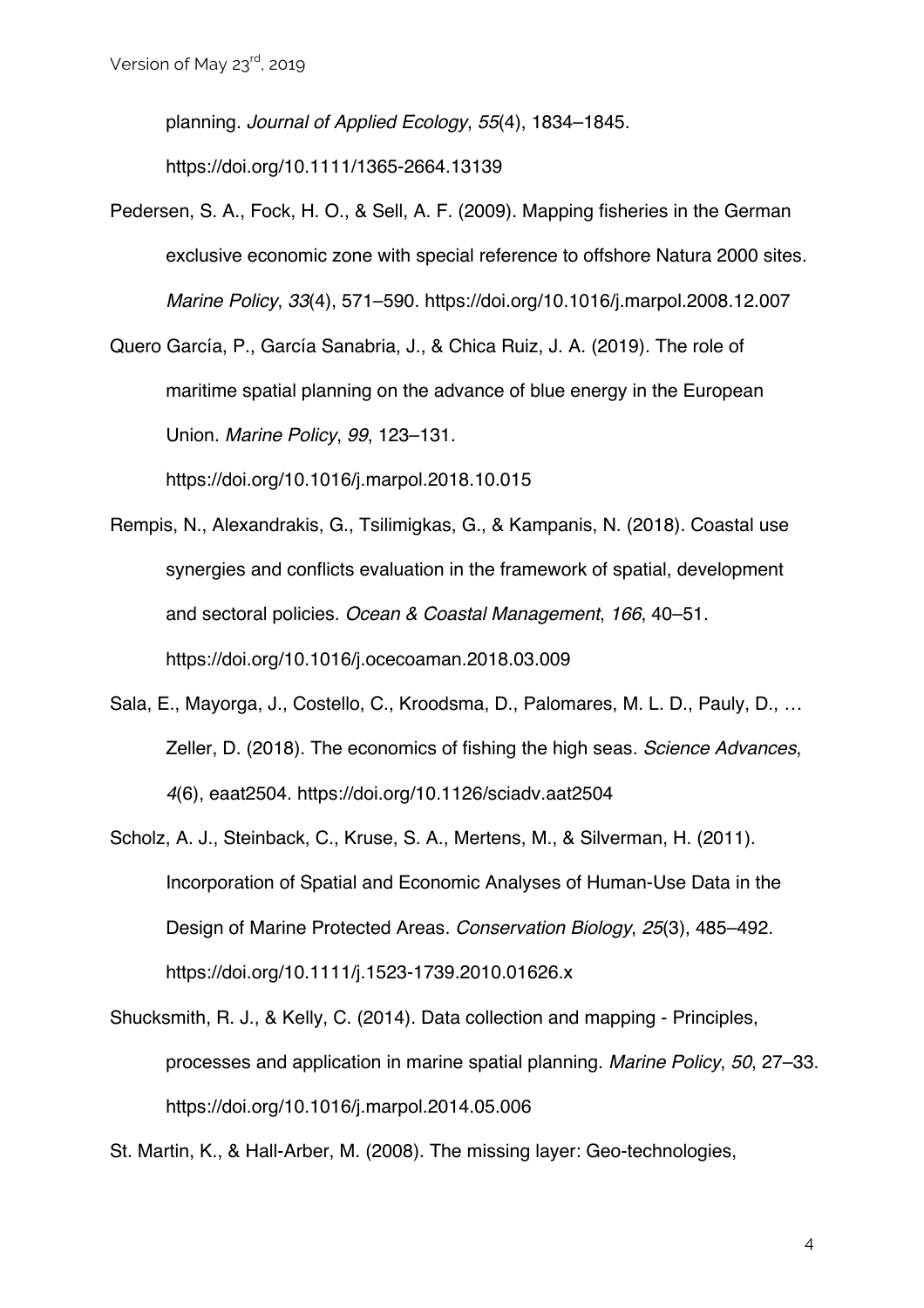planning. *Journal of Applied Ecology*, *55*(4), 1834–1845. https://doi.org/10.1111/1365-2664.13139

Pedersen, S. A., Fock, H. O., & Sell, A. F. (2009). Mapping fisheries in the German exclusive economic zone with special reference to offshore Natura 2000 sites. *Marine Policy*, *33*(4), 571–590. https://doi.org/10.1016/j.marpol.2008.12.007

Quero García, P., García Sanabria, J., & Chica Ruiz, J. A. (2019). The role of maritime spatial planning on the advance of blue energy in the European Union. *Marine Policy*, *99*, 123–131. https://doi.org/10.1016/j.marpol.2018.10.015

Rempis, N., Alexandrakis, G., Tsilimigkas, G., & Kampanis, N. (2018). Coastal use synergies and conflicts evaluation in the framework of spatial, development and sectoral policies. *Ocean & Coastal Management*, *166*, 40–51. https://doi.org/10.1016/j.ocecoaman.2018.03.009

Sala, E., Mayorga, J., Costello, C., Kroodsma, D., Palomares, M. L. D., Pauly, D., … Zeller, D. (2018). The economics of fishing the high seas. *Science Advances*, *4*(6), eaat2504. https://doi.org/10.1126/sciadv.aat2504

Scholz, A. J., Steinback, C., Kruse, S. A., Mertens, M., & Silverman, H. (2011). Incorporation of Spatial and Economic Analyses of Human-Use Data in the Design of Marine Protected Areas. *Conservation Biology*, *25*(3), 485–492. https://doi.org/10.1111/j.1523-1739.2010.01626.x

Shucksmith, R. J., & Kelly, C. (2014). Data collection and mapping - Principles, processes and application in marine spatial planning. *Marine Policy*, *50*, 27–33. https://doi.org/10.1016/j.marpol.2014.05.006

St. Martin, K., & Hall-Arber, M. (2008). The missing layer: Geo-technologies,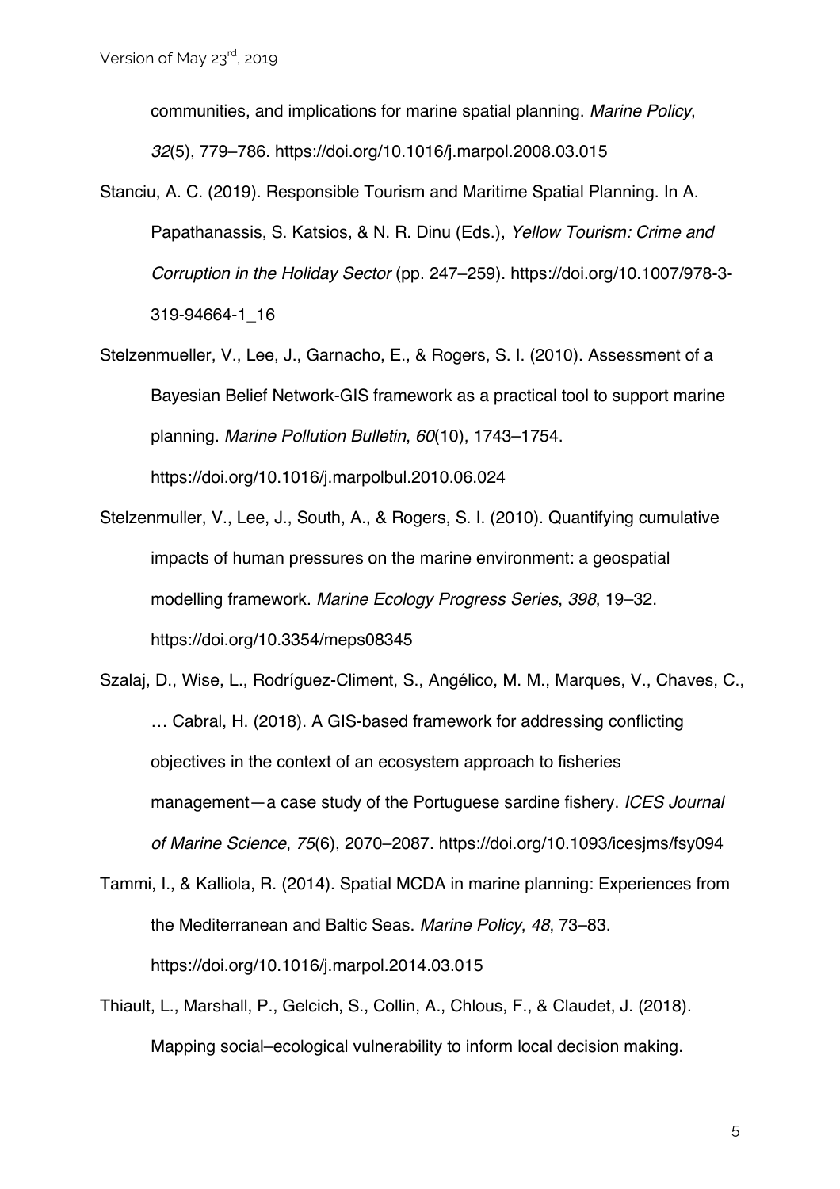communities, and implications for marine spatial planning. *Marine Policy*, *32*(5), 779–786. https://doi.org/10.1016/j.marpol.2008.03.015

Stanciu, A. C. (2019). Responsible Tourism and Maritime Spatial Planning. In A. Papathanassis, S. Katsios, & N. R. Dinu (Eds.), *Yellow Tourism: Crime and Corruption in the Holiday Sector* (pp. 247–259). https://doi.org/10.1007/978-3-319-94664-1_16

Stelzenmueller, V., Lee, J., Garnacho, E., & Rogers, S. I. (2010). Assessment of a Bayesian Belief Network-GIS framework as a practical tool to support marine planning. *Marine Pollution Bulletin*, *60*(10), 1743–1754. https://doi.org/10.1016/j.marpolbul.2010.06.024

Stelzenmuller, V., Lee, J., South, A., & Rogers, S. I. (2010). Quantifying cumulative impacts of human pressures on the marine environment: a geospatial modelling framework. *Marine Ecology Progress Series*, *398*, 19–32. https://doi.org/10.3354/meps08345

Szalaj, D., Wise, L., Rodríguez-Climent, S., Angélico, M. M., Marques, V., Chaves, C., … Cabral, H. (2018). A GIS-based framework for addressing conflicting objectives in the context of an ecosystem approach to fisheries management—a case study of the Portuguese sardine fishery. *ICES Journal of Marine Science*, *75*(6), 2070–2087. https://doi.org/10.1093/icesjms/fsy094

Tammi, I., & Kalliola, R. (2014). Spatial MCDA in marine planning: Experiences from the Mediterranean and Baltic Seas. *Marine Policy*, *48*, 73–83. https://doi.org/10.1016/j.marpol.2014.03.015

Thiault, L., Marshall, P., Gelcich, S., Collin, A., Chlous, F., & Claudet, J. (2018). Mapping social–ecological vulnerability to inform local decision making.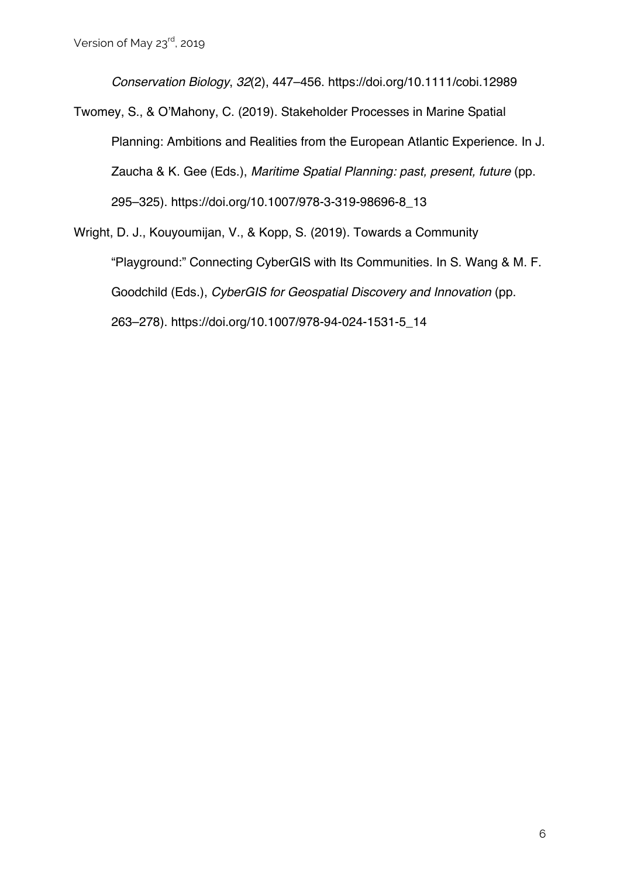*Conservation Biology*, *32*(2), 447–456. https://doi.org/10.1111/cobi.12989

Twomey, S., & O'Mahony, C. (2019). Stakeholder Processes in Marine Spatial Planning: Ambitions and Realities from the European Atlantic Experience. In J. Zaucha & K. Gee (Eds.), *Maritime Spatial Planning: past, present, future* (pp. 295–325). https://doi.org/10.1007/978-3-319-98696-8_13

Wright, D. J., Kouyoumijan, V., & Kopp, S. (2019). Towards a Community "Playground:" Connecting CyberGIS with Its Communities. In S. Wang & M. F. Goodchild (Eds.), *CyberGIS for Geospatial Discovery and Innovation* (pp. 263–278). https://doi.org/10.1007/978-94-024-1531-5_14